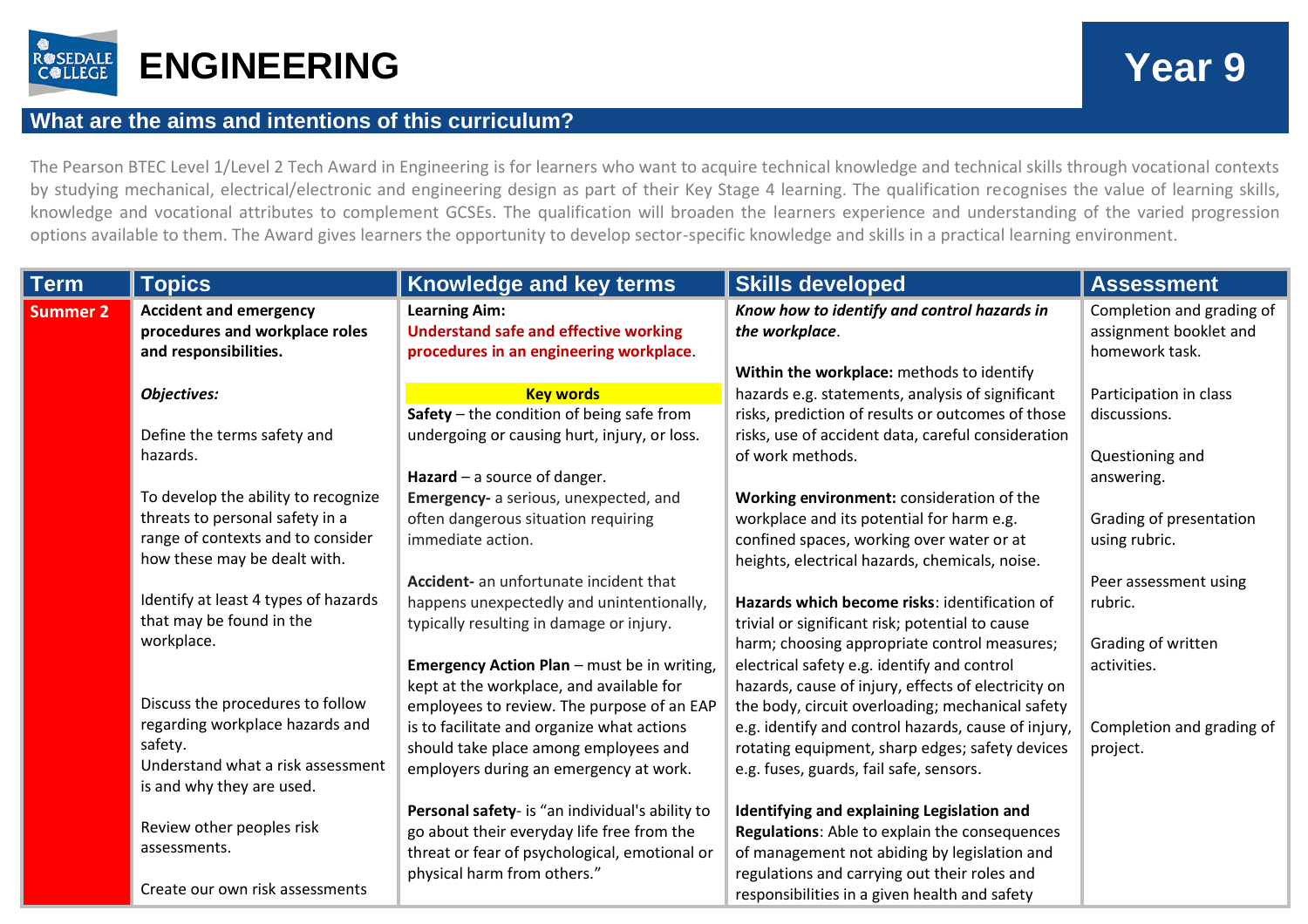# ENGINEERING

## Year 9

## What are the aims and intentions of this curriculum?

The Pearson BTEC Level 1/Level 2 Tech Award in Engineering is for learners who want to acquire technical knowledge and technical skills through vocational contexts by studying mechanical, electrical/electronic and engineering design as part of their Key Stage 4 learning. The qualification recognises the value of learning skills, knowledge and vocational attributes to complement GCSEs. The qualification will broaden the learners experience and understanding of the varied progression options available to them. The Award gives learners the opportunity to develop sector-specific knowledge and skills in a practical learning environment.

| Term | Topics | Knowledge and key terms | Skills developed | Assessment |
|---|---|---|---|---|
| **Summer 2** | **Accident and emergency procedures and workplace roles and responsibilities.**<br><br>***Objectives:***<br><br>Define the terms safety and hazards.<br><br>To develop the ability to recognize threats to personal safety in a range of contexts and to consider how these may be dealt with.<br><br>Identify at least 4 types of hazards that may be found in the workplace.<br><br>Discuss the procedures to follow regarding workplace hazards and safety.<br>Understand what a risk assessment is and why they are used.<br><br>Review other peoples risk assessments.<br><br>Create our own risk assessments | **Learning Aim:**<br>**Understand safe and effective working procedures in an engineering workplace**.<br><br>**Key words**<br>**Safety** – the condition of being safe from undergoing or causing hurt, injury, or loss.<br><br>**Hazard** – a source of danger.<br>**Emergency-** a serious, unexpected, and often dangerous situation requiring immediate action.<br><br>**Accident-** an unfortunate incident that happens unexpectedly and unintentionally, typically resulting in damage or injury.<br><br>**Emergency Action Plan** – must be in writing, kept at the workplace, and available for employees to review. The purpose of an EAP is to facilitate and organize what actions should take place among employees and employers during an emergency at work.<br><br>**Personal safety**- is "an individual's ability to go about their everyday life free from the threat or fear of psychological, emotional or physical harm from others." | ***Know how to identify and control hazards in the workplace***.<br><br>**Within the workplace:** methods to identify hazards e.g. statements, analysis of significant risks, prediction of results or outcomes of those risks, use of accident data, careful consideration of work methods.<br><br>**Working environment:** consideration of the workplace and its potential for harm e.g. confined spaces, working over water or at heights, electrical hazards, chemicals, noise.<br><br>**Hazards which become risks**: identification of trivial or significant risk; potential to cause harm; choosing appropriate control measures; electrical safety e.g. identify and control hazards, cause of injury, effects of electricity on the body, circuit overloading; mechanical safety e.g. identify and control hazards, cause of injury, rotating equipment, sharp edges; safety devices e.g. fuses, guards, fail safe, sensors.<br><br>**Identifying and explaining Legislation and Regulations**: Able to explain the consequences of management not abiding by legislation and regulations and carrying out their roles and responsibilities in a given health and safety | Completion and grading of assignment booklet and homework task.<br><br>Participation in class discussions.<br><br>Questioning and answering.<br><br>Grading of presentation using rubric.<br><br>Peer assessment using rubric.<br><br>Grading of written activities.<br><br>Completion and grading of project. |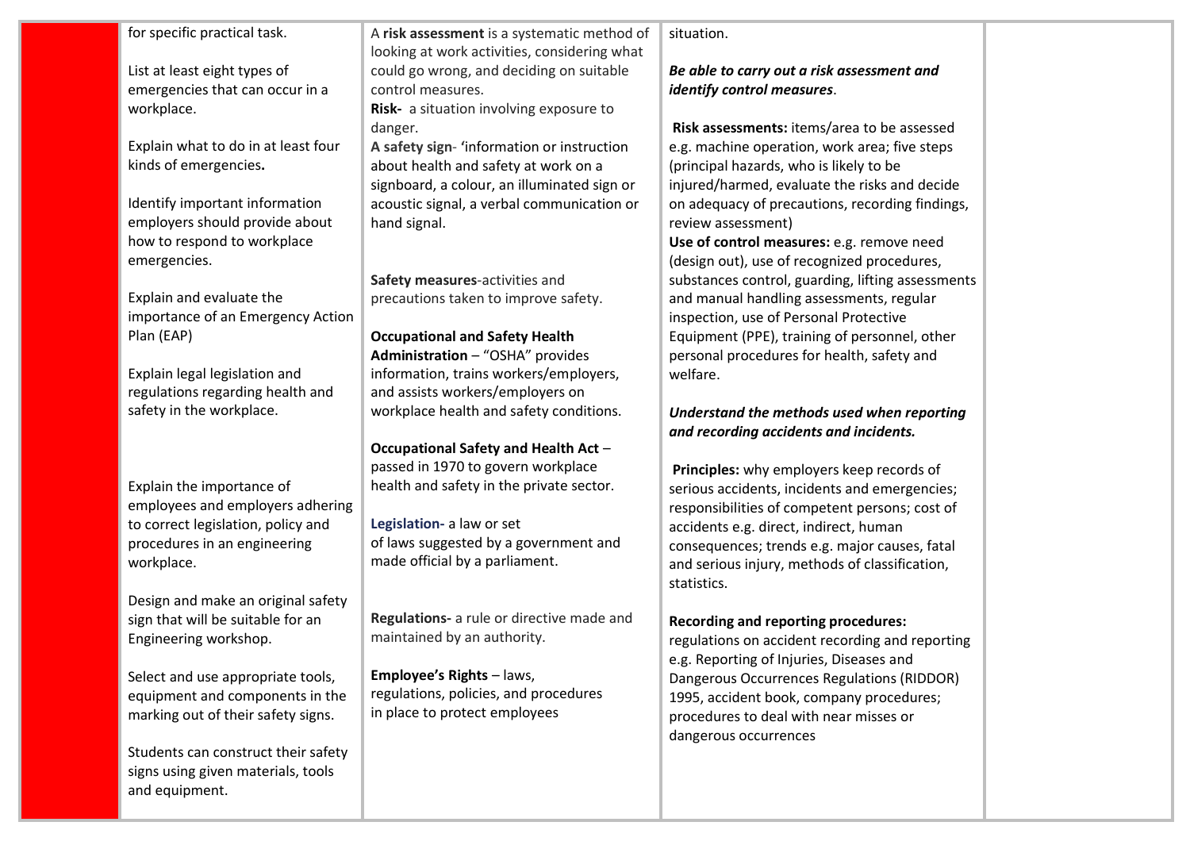| | | | | |
|---|---|---|---|---|
| | for specific practical task.<br><br>List at least eight types of emergencies that can occur in a workplace.<br><br>Explain what to do in at least four kinds of emergencies.<br><br>Identify important information employers should provide about how to respond to workplace emergencies.<br><br>Explain and evaluate the importance of an Emergency Action Plan (EAP)<br><br>Explain legal legislation and regulations regarding health and safety in the workplace.<br><br>Explain the importance of employees and employers adhering to correct legislation, policy and procedures in an engineering workplace.<br><br>Design and make an original safety sign that will be suitable for an Engineering workshop.<br><br>Select and use appropriate tools, equipment and components in the marking out of their safety signs.<br><br>Students can construct their safety signs using given materials, tools and equipment. | A **risk assessment** is a systematic method of looking at work activities, considering what could go wrong, and deciding on suitable control measures.<br>**Risk-** a situation involving exposure to danger.<br>**A safety sign**- 'information or instruction about health and safety at work on a signboard, a colour, an illuminated sign or acoustic signal, a verbal communication or hand signal.<br><br>**Safety measures**-activities and precautions taken to improve safety.<br><br>**Occupational and Safety Health Administration** – "OSHA" provides information, trains workers/employers, and assists workers/employers on workplace health and safety conditions.<br><br>**Occupational Safety and Health Act** – passed in 1970 to govern workplace health and safety in the private sector.<br><br>**Legislation-** a law or set of laws suggested by a government and made official by a parliament.<br><br>**Regulations-** a rule or directive made and maintained by an authority.<br><br>**Employee's Rights** – laws, regulations, policies, and procedures in place to protect employees | situation.<br><br>***Be able to carry out a risk assessment and identify control measures***.<br><br>**Risk assessments:** items/area to be assessed e.g. machine operation, work area; five steps (principal hazards, who is likely to be injured/harmed, evaluate the risks and decide on adequacy of precautions, recording findings, review assessment)<br>**Use of control measures:** e.g. remove need (design out), use of recognized procedures, substances control, guarding, lifting assessments and manual handling assessments, regular inspection, use of Personal Protective Equipment (PPE), training of personnel, other personal procedures for health, safety and welfare.<br><br>***Understand the methods used when reporting and recording accidents and incidents.***<br><br>**Principles:** why employers keep records of serious accidents, incidents and emergencies; responsibilities of competent persons; cost of accidents e.g. direct, indirect, human consequences; trends e.g. major causes, fatal and serious injury, methods of classification, statistics.<br><br>**Recording and reporting procedures:** regulations on accident recording and reporting e.g. Reporting of Injuries, Diseases and Dangerous Occurrences Regulations (RIDDOR) 1995, accident book, company procedures; procedures to deal with near misses or dangerous occurrences | |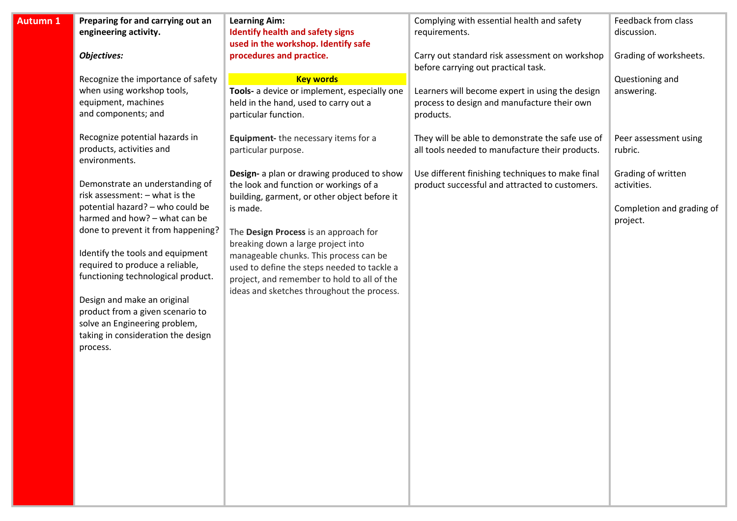| Autumn 1 | Preparing for and carrying out an engineering activity.<br><br>*Objectives:*<br><br>Recognize the importance of safety when using workshop tools, equipment, machines and components; and<br><br>Recognize potential hazards in products, activities and environments.<br><br>Demonstrate an understanding of risk assessment: – what is the potential hazard? – who could be harmed and how? – what can be done to prevent it from happening?<br><br>Identify the tools and equipment required to produce a reliable, functioning technological product.<br><br>Design and make an original product from a given scenario to solve an Engineering problem, taking in consideration the design process. | **Learning Aim:**<br>**Identify health and safety signs used in the workshop. Identify safe procedures and practice.**<br><br>**Key words**<br>**Tools-** a device or implement, especially one held in the hand, used to carry out a particular function.<br><br>**Equipment-** the necessary items for a particular purpose.<br><br>**Design-** a plan or drawing produced to show the look and function or workings of a building, garment, or other object before it is made.<br><br>The **Design Process** is an approach for breaking down a large project into manageable chunks. This process can be used to define the steps needed to tackle a project, and remember to hold to all of the ideas and sketches throughout the process. | Complying with essential health and safety requirements.<br><br>Carry out standard risk assessment on workshop before carrying out practical task.<br><br>Learners will become expert in using the design process to design and manufacture their own products.<br><br>They will be able to demonstrate the safe use of all tools needed to manufacture their products.<br><br>Use different finishing techniques to make final product successful and attracted to customers. | Feedback from class discussion.<br><br>Grading of worksheets.<br><br>Questioning and answering.<br><br>Peer assessment using rubric.<br><br>Grading of written activities.<br><br>Completion and grading of project. |
|---|---|---|---|---|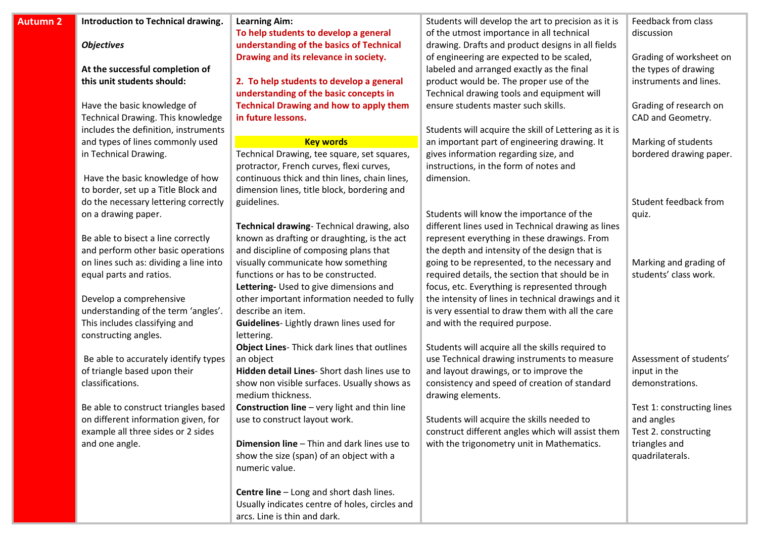| Autumn 2 | Introduction to Technical drawing. | Learning Aim: | Students will develop the art to precision as it is of the utmost importance in all technical drawing. Drafts and product designs in all fields of engineering are expected to be scaled, labeled and arranged exactly as the final product would be. The proper use of the Technical drawing tools and equipment will ensure students master such skills. | Feedback from class discussion |
|---|---|---|---|---|
| | ***Objectives*** <br><br> **At the successful completion of this unit students should:** <br><br> Have the basic knowledge of Technical Drawing. This knowledge includes the definition, instruments and types of lines commonly used in Technical Drawing. <br><br> Have the basic knowledge of how to border, set up a Title Block and do the necessary lettering correctly on a drawing paper. <br><br> Be able to bisect a line correctly and perform other basic operations on lines such as: dividing a line into equal parts and ratios. <br><br> Develop a comprehensive understanding of the term 'angles'. This includes classifying and constructing angles. <br><br> Be able to accurately identify types of triangle based upon their classifications. <br><br> Be able to construct triangles based on different information given, for example all three sides or 2 sides and one angle. | **To help students to develop a general understanding of the basics of Technical Drawing and its relevance in society.** <br><br> **2. To help students to develop a general understanding of the basic concepts in Technical Drawing and how to apply them in future lessons.** <br><br> **Key words** <br> Technical Drawing, tee square, set squares, protractor, French curves, flexi curves, continuous thick and thin lines, chain lines, dimension lines, title block, bordering and guidelines. <br><br> **Technical drawing**- Technical drawing, also known as drafting or draughting, is the act and discipline of composing plans that visually communicate how something functions or has to be constructed. <br> **Lettering-** Used to give dimensions and other important information needed to fully describe an item. <br> **Guidelines**- Lightly drawn lines used for lettering. <br> **Object Lines**- Thick dark lines that outlines an object <br> **Hidden detail Lines**- Short dash lines use to show non visible surfaces. Usually shows as medium thickness. <br> **Construction line** – very light and thin line use to construct layout work. <br><br> **Dimension line** – Thin and dark lines use to show the size (span) of an object with a numeric value. <br><br> **Centre line** – Long and short dash lines. Usually indicates centre of holes, circles and arcs. Line is thin and dark. | Students will acquire the skill of Lettering as it is an important part of engineering drawing. It gives information regarding size, and instructions, in the form of notes and dimension. <br><br> Students will know the importance of the different lines used in Technical drawing as lines represent everything in these drawings. From the depth and intensity of the design that is going to be represented, to the necessary and required details, the section that should be in focus, etc. Everything is represented through the intensity of lines in technical drawings and it is very essential to draw them with all the care and with the required purpose. <br><br> Students will acquire all the skills required to use Technical drawing instruments to measure and layout drawings, or to improve the consistency and speed of creation of standard drawing elements. <br><br> Students will acquire the skills needed to construct different angles which will assist them with the trigonometry unit in Mathematics. | Grading of worksheet on the types of drawing instruments and lines. <br><br> Grading of research on CAD and Geometry. <br><br> Marking of students bordered drawing paper. <br><br> Student feedback from quiz. <br><br> Marking and grading of students' class work. <br><br> Assessment of students' input in the demonstrations. <br><br> Test 1: constructing lines and angles <br> Test 2. constructing triangles and quadrilaterals. |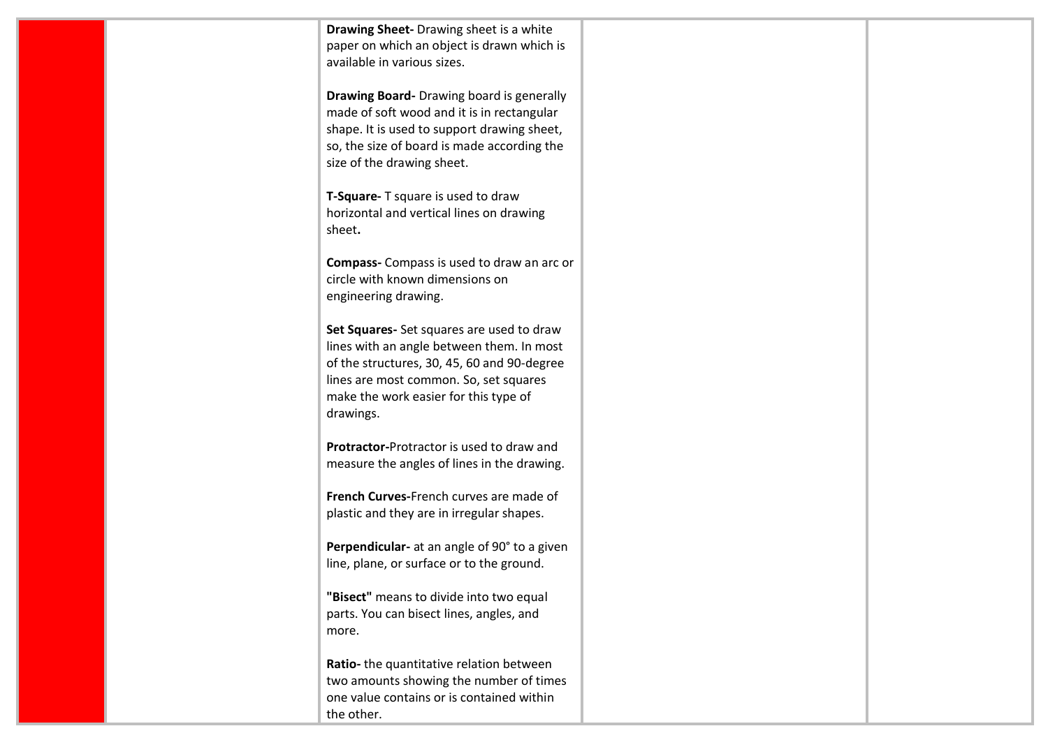| | | | | |
|---|---|---|---|---|
| | | **Drawing Sheet-** Drawing sheet is a white paper on which an object is drawn which is available in various sizes.<br><br>**Drawing Board-** Drawing board is generally made of soft wood and it is in rectangular shape. It is used to support drawing sheet, so, the size of board is made according the size of the drawing sheet.<br><br>**T-Square-** T square is used to draw horizontal and vertical lines on drawing sheet**.**<br><br>**Compass-** Compass is used to draw an arc or circle with known dimensions on engineering drawing.<br><br>**Set Squares-** Set squares are used to draw lines with an angle between them. In most of the structures, 30, 45, 60 and 90-degree lines are most common. So, set squares make the work easier for this type of drawings.<br><br>**Protractor-**Protractor is used to draw and measure the angles of lines in the drawing.<br><br>**French Curves-**French curves are made of plastic and they are in irregular shapes.<br><br>**Perpendicular-** at an angle of 90° to a given line, plane, or surface or to the ground.<br><br>**"Bisect"** means to divide into two equal parts. You can bisect lines, angles, and more.<br><br>**Ratio-** the quantitative relation between two amounts showing the number of times one value contains or is contained within the other. | | |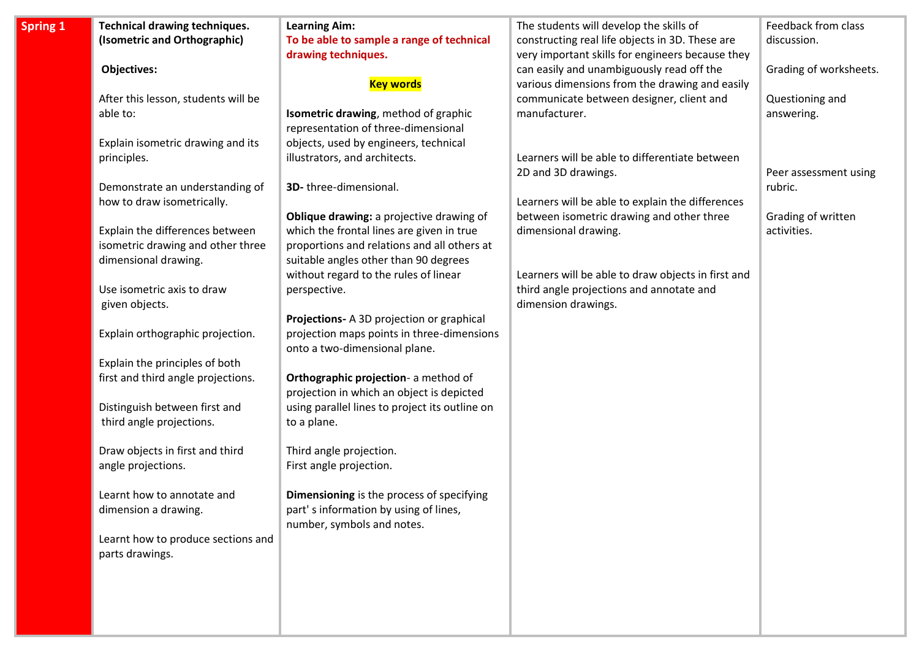| Spring 1 | **Technical drawing techniques. (Isometric and Orthographic)**<br><br>**Objectives:**<br><br>After this lesson, students will be able to:<br><br>Explain isometric drawing and its principles.<br><br>Demonstrate an understanding of how to draw isometrically.<br><br>Explain the differences between isometric drawing and other three dimensional drawing.<br><br>Use isometric axis to draw given objects.<br><br>Explain orthographic projection.<br><br>Explain the principles of both first and third angle projections.<br><br>Distinguish between first and third angle projections.<br><br>Draw objects in first and third angle projections.<br><br>Learnt how to annotate and dimension a drawing.<br><br>Learnt how to produce sections and parts drawings. | **Learning Aim:**<br>**To be able to sample a range of technical drawing techniques.**<br><br>**Key words**<br><br>**Isometric drawing**, method of graphic representation of three-dimensional objects, used by engineers, technical illustrators, and architects.<br><br>**3D-** three-dimensional.<br><br>**Oblique drawing:** a projective drawing of which the frontal lines are given in true proportions and relations and all others at suitable angles other than 90 degrees without regard to the rules of linear perspective.<br><br>**Projections-** A 3D projection or graphical projection maps points in three-dimensions onto a two-dimensional plane.<br><br>**Orthographic projection**- a method of projection in which an object is depicted using parallel lines to project its outline on to a plane.<br><br>Third angle projection.<br>First angle projection.<br><br>**Dimensioning** is the process of specifying part' s information by using of lines, number, symbols and notes. | The students will develop the skills of constructing real life objects in 3D. These are very important skills for engineers because they can easily and unambiguously read off the various dimensions from the drawing and easily communicate between designer, client and manufacturer.<br><br>Learners will be able to differentiate between 2D and 3D drawings.<br><br>Learners will be able to explain the differences between isometric drawing and other three dimensional drawing.<br><br>Learners will be able to draw objects in first and third angle projections and annotate and dimension drawings. | Feedback from class discussion.<br><br>Grading of worksheets.<br><br>Questioning and answering.<br><br>Peer assessment using rubric.<br><br>Grading of written activities. |
|---|---|---|---|---|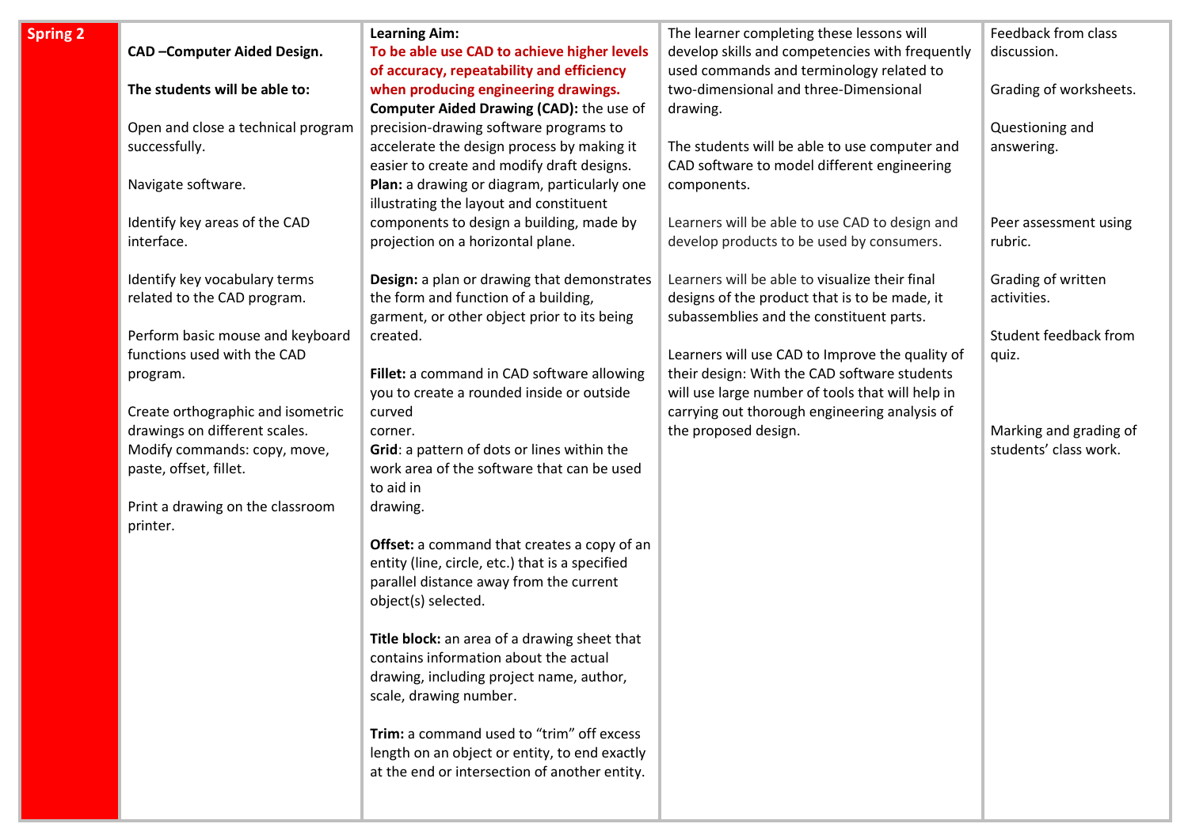| Spring 2 | **CAD –Computer Aided Design.**<br><br>**The students will be able to:**<br><br>Open and close a technical program successfully.<br><br>Navigate software.<br><br>Identify key areas of the CAD interface.<br><br>Identify key vocabulary terms related to the CAD program.<br><br>Perform basic mouse and keyboard functions used with the CAD program.<br><br>Create orthographic and isometric drawings on different scales.<br>Modify commands: copy, move, paste, offset, fillet.<br><br>Print a drawing on the classroom printer. | **Learning Aim:**<br>**To be able use CAD to achieve higher levels of accuracy, repeatability and efficiency when producing engineering drawings.**<br>**Computer Aided Drawing (CAD):** the use of precision-drawing software programs to accelerate the design process by making it easier to create and modify draft designs.<br>**Plan:** a drawing or diagram, particularly one illustrating the layout and constituent components to design a building, made by projection on a horizontal plane.<br><br>**Design:** a plan or drawing that demonstrates the form and function of a building, garment, or other object prior to its being created.<br><br>**Fillet:** a command in CAD software allowing you to create a rounded inside or outside curved corner.<br>**Grid**: a pattern of dots or lines within the work area of the software that can be used to aid in drawing.<br><br>**Offset:** a command that creates a copy of an entity (line, circle, etc.) that is a specified parallel distance away from the current object(s) selected.<br><br>**Title block:** an area of a drawing sheet that contains information about the actual drawing, including project name, author, scale, drawing number.<br><br>**Trim:** a command used to "trim" off excess length on an object or entity, to end exactly at the end or intersection of another entity. | The learner completing these lessons will develop skills and competencies with frequently used commands and terminology related to two-dimensional and three-Dimensional drawing.<br><br>The students will be able to use computer and CAD software to model different engineering components.<br><br>Learners will be able to use CAD to design and develop products to be used by consumers.<br><br>Learners will be able to visualize their final designs of the product that is to be made, it subassemblies and the constituent parts.<br><br>Learners will use CAD to Improve the quality of their design: With the CAD software students will use large number of tools that will help in carrying out thorough engineering analysis of the proposed design. | Feedback from class discussion.<br><br>Grading of worksheets.<br><br>Questioning and answering.<br><br>Peer assessment using rubric.<br><br>Grading of written activities.<br><br>Student feedback from quiz.<br><br>Marking and grading of students' class work. |
|---|---|---|---|---|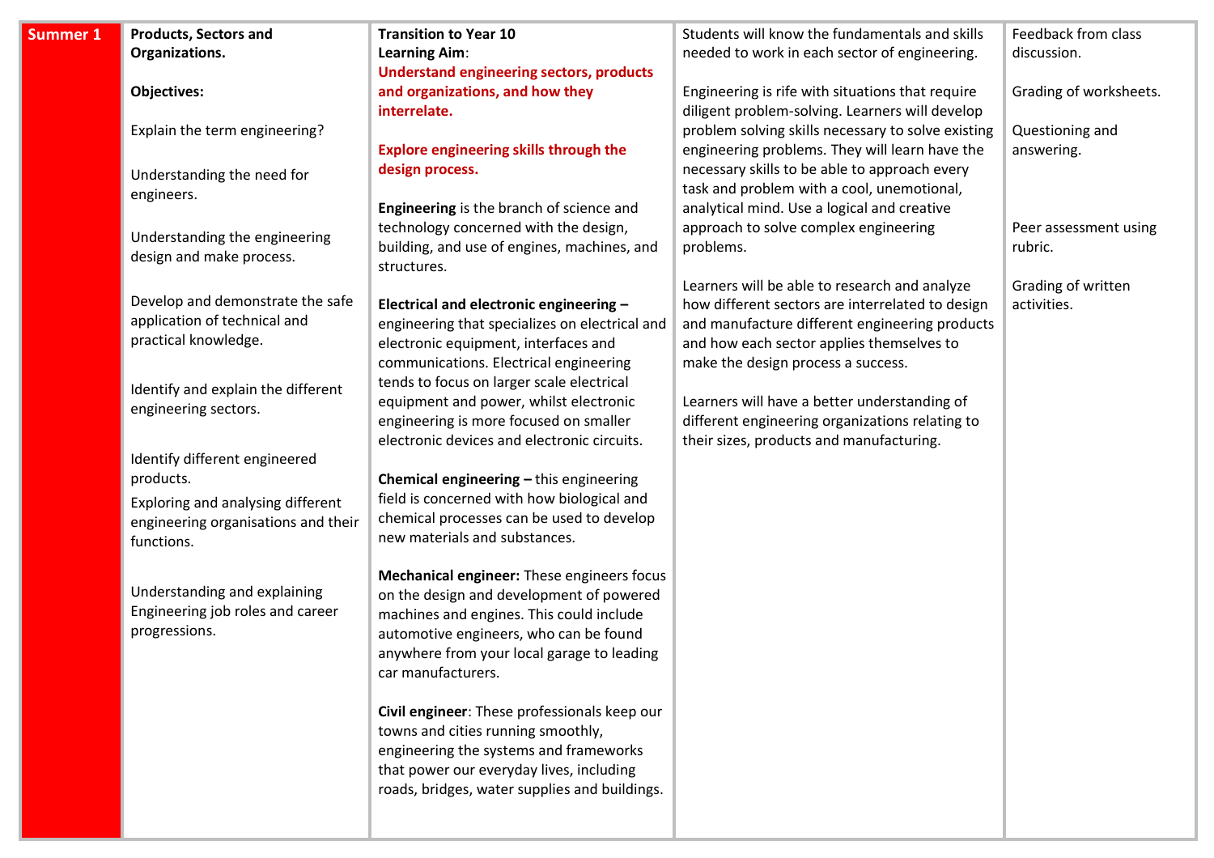| Summer 1 | Products, Sectors and Organizations.<br><br>Objectives:<br><br>Explain the term engineering?<br><br>Understanding the need for engineers.<br><br>Understanding the engineering design and make process.<br><br>Develop and demonstrate the safe application of technical and practical knowledge.<br><br>Identify and explain the different engineering sectors.<br><br>Identify different engineered products.<br><br>Exploring and analysing different engineering organisations and their functions.<br><br>Understanding and explaining Engineering job roles and career progressions. | **Transition to Year 10**<br>**Learning Aim**:<br>**Understand engineering sectors, products and organizations, and how they interrelate.**<br><br>**Explore engineering skills through the design process.**<br><br>**Engineering** is the branch of science and technology concerned with the design, building, and use of engines, machines, and structures.<br><br>**Electrical and electronic engineering –** engineering that specializes on electrical and electronic equipment, interfaces and communications. Electrical engineering tends to focus on larger scale electrical equipment and power, whilst electronic engineering is more focused on smaller electronic devices and electronic circuits.<br><br>**Chemical engineering –** this engineering field is concerned with how biological and chemical processes can be used to develop new materials and substances.<br><br>**Mechanical engineer:** These engineers focus on the design and development of powered machines and engines. This could include automotive engineers, who can be found anywhere from your local garage to leading car manufacturers.<br><br>**Civil engineer**: These professionals keep our towns and cities running smoothly, engineering the systems and frameworks that power our everyday lives, including roads, bridges, water supplies and buildings. | Students will know the fundamentals and skills needed to work in each sector of engineering.<br><br>Engineering is rife with situations that require diligent problem-solving. Learners will develop problem solving skills necessary to solve existing engineering problems. They will learn have the necessary skills to be able to approach every task and problem with a cool, unemotional, analytical mind. Use a logical and creative approach to solve complex engineering problems.<br><br>Learners will be able to research and analyze how different sectors are interrelated to design and manufacture different engineering products and how each sector applies themselves to make the design process a success.<br><br>Learners will have a better understanding of different engineering organizations relating to their sizes, products and manufacturing. | Feedback from class discussion.<br><br>Grading of worksheets.<br><br>Questioning and answering.<br><br>Peer assessment using rubric.<br><br>Grading of written activities. |
|---|---|---|---|---|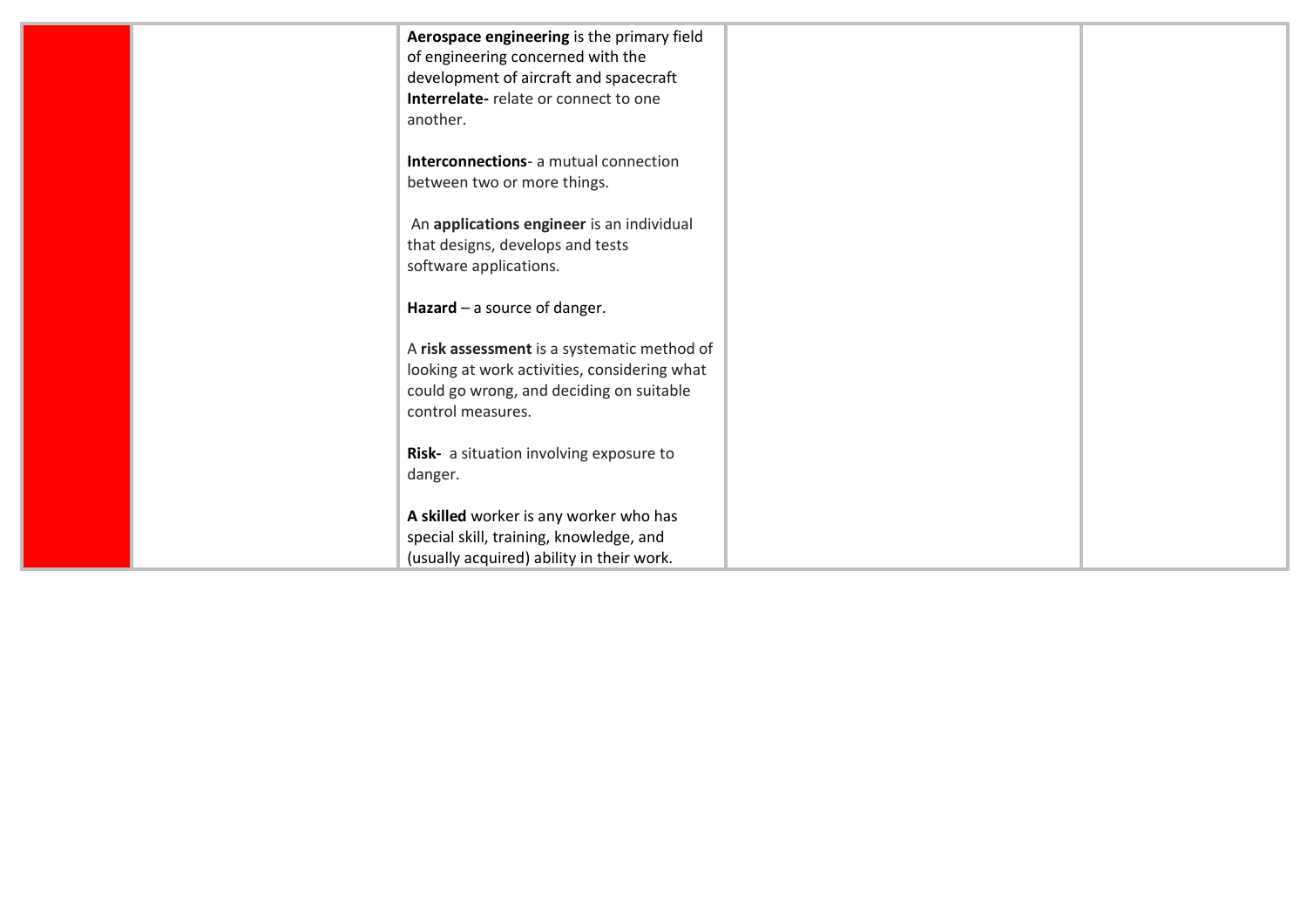| | | | | |
|---|---|---|---|---|
| | | **Aerospace engineering** is the primary field of engineering concerned with the development of aircraft and spacecraft<br>**Interrelate-** relate or connect to one another.<br><br>**Interconnections**- a mutual connection between two or more things.<br><br>An **applications engineer** is an individual that designs, develops and tests software applications.<br><br>**Hazard** – a source of danger.<br><br>A **risk assessment** is a systematic method of looking at work activities, considering what could go wrong, and deciding on suitable control measures.<br><br>**Risk-** a situation involving exposure to danger.<br><br>**A skilled** worker is any worker who has special skill, training, knowledge, and (usually acquired) ability in their work. | | |